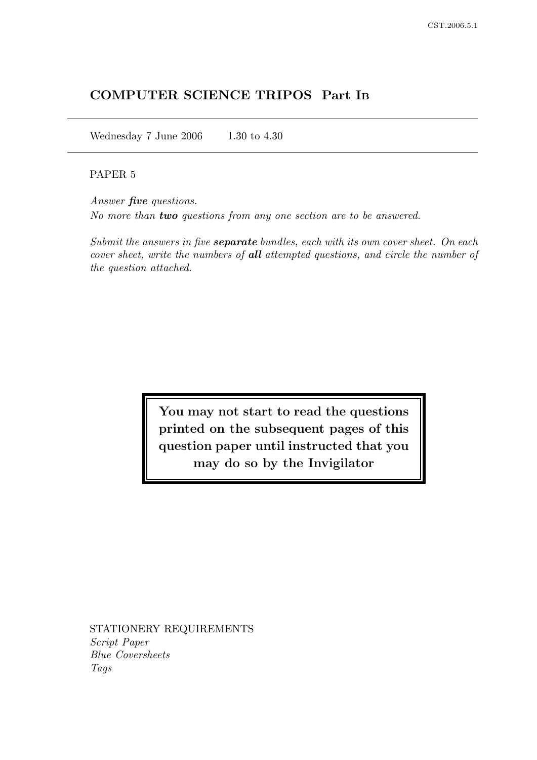# COMPUTER SCIENCE TRIPOS Part IB

Wednesday 7 June 2006 1.30 to 4.30

PAPER 5

*Answer **five** questions.*

*No more than **two** questions from any one section are to be answered.*

*Submit the answers in five **separate** bundles, each with its own cover sheet. On each cover sheet, write the numbers of **all** attempted questions, and circle the number of the question attached.*

**You may not start to read the questions printed on the subsequent pages of this question paper until instructed that you may do so by the Invigilator**

STATIONERY REQUIREMENTS

*Script Paper*
*Blue Coversheets*
*Tags*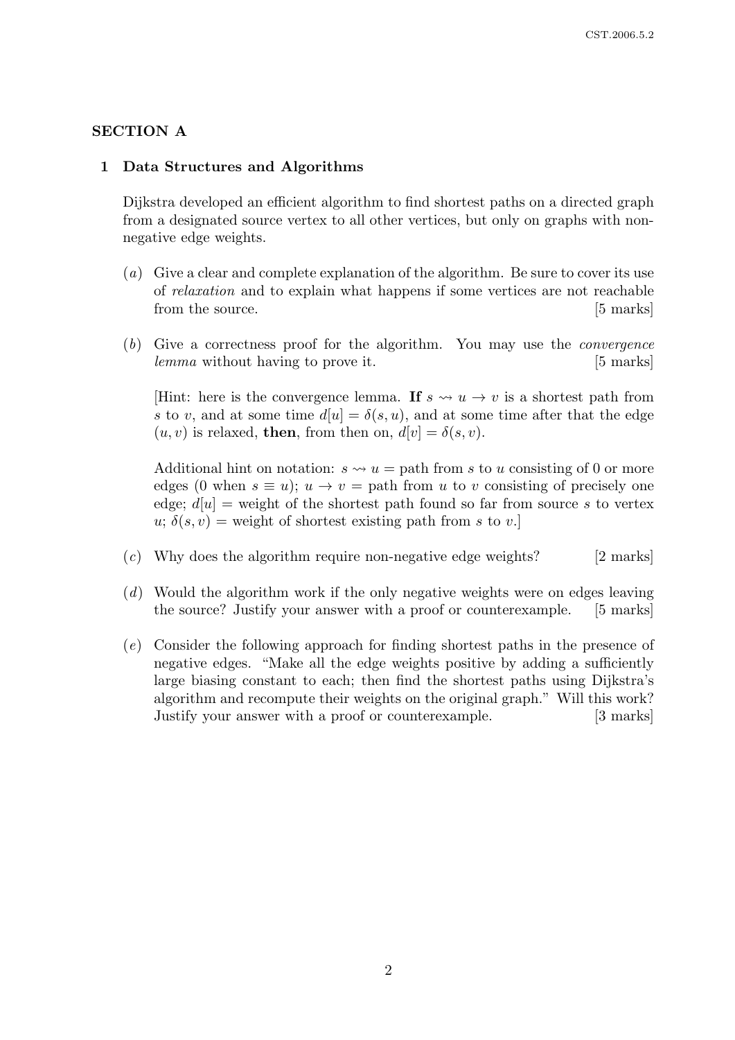## SECTION A

### 1 Data Structures and Algorithms

Dijkstra developed an efficient algorithm to find shortest paths on a directed graph from a designated source vertex to all other vertices, but only on graphs with non-negative edge weights.

(*a*) Give a clear and complete explanation of the algorithm. Be sure to cover its use of *relaxation* and to explain what happens if some vertices are not reachable from the source. [5 marks]

(*b*) Give a correctness proof for the algorithm. You may use the *convergence lemma* without having to prove it. [5 marks]

[Hint: here is the convergence lemma. **If** $s \rightsquigarrow u \rightarrow v$ is a shortest path from $s$ to $v$, and at some time $d[u] = \delta(s, u)$, and at some time after that the edge $(u, v)$ is relaxed, **then**, from then on, $d[v] = \delta(s, v)$.

Additional hint on notation: $s \rightsquigarrow u$ = path from $s$ to $u$ consisting of 0 or more edges (0 when $s \equiv u$); $u \rightarrow v$ = path from $u$ to $v$ consisting of precisely one edge; $d[u]$ = weight of the shortest path found so far from source $s$ to vertex $u$; $\delta(s, v)$ = weight of shortest existing path from $s$ to $v$.]

(*c*) Why does the algorithm require non-negative edge weights? [2 marks]

(*d*) Would the algorithm work if the only negative weights were on edges leaving the source? Justify your answer with a proof or counterexample. [5 marks]

(*e*) Consider the following approach for finding shortest paths in the presence of negative edges. "Make all the edge weights positive by adding a sufficiently large biasing constant to each; then find the shortest paths using Dijkstra's algorithm and recompute their weights on the original graph." Will this work? Justify your answer with a proof or counterexample. [3 marks]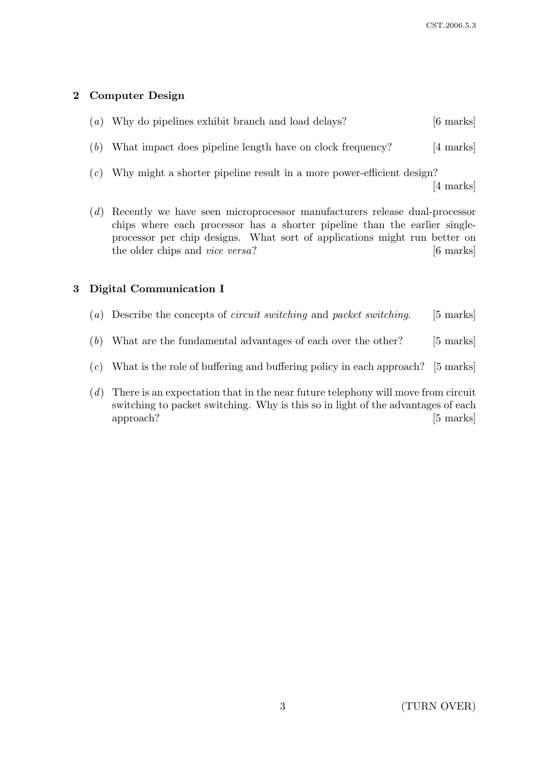## 2 Computer Design

(*a*) Why do pipelines exhibit branch and load delays? [6 marks]

(*b*) What impact does pipeline length have on clock frequency? [4 marks]

(*c*) Why might a shorter pipeline result in a more power-efficient design? [4 marks]

(*d*) Recently we have seen microprocessor manufacturers release dual-processor chips where each processor has a shorter pipeline than the earlier single-processor per chip designs. What sort of applications might run better on the older chips and *vice versa*? [6 marks]

## 3 Digital Communication I

(*a*) Describe the concepts of *circuit switching* and *packet switching*. [5 marks]

(*b*) What are the fundamental advantages of each over the other? [5 marks]

(*c*) What is the role of buffering and buffering policy in each approach? [5 marks]

(*d*) There is an expectation that in the near future telephony will move from circuit switching to packet switching. Why is this so in light of the advantages of each approach? [5 marks]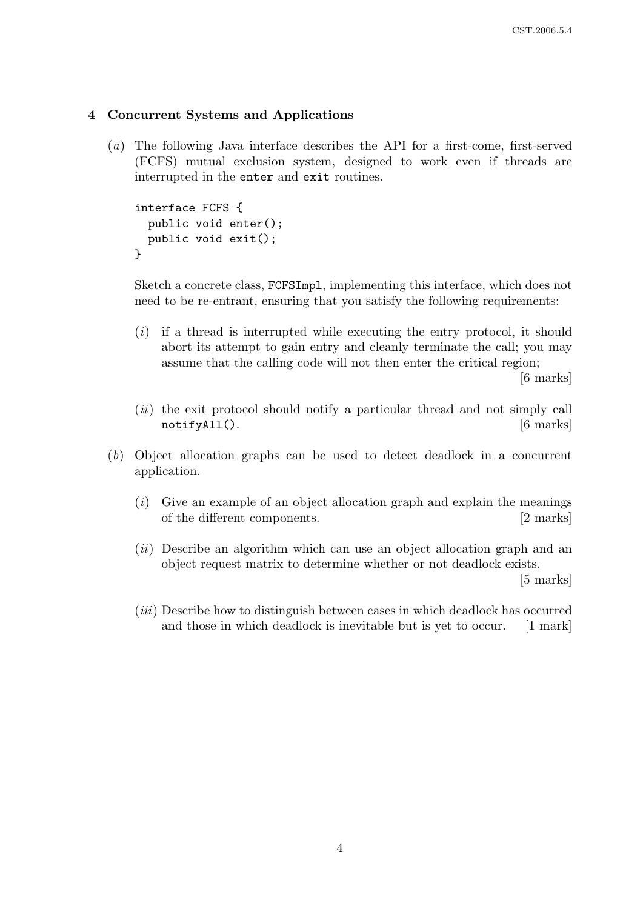## 4 Concurrent Systems and Applications

(*a*) The following Java interface describes the API for a first-come, first-served (FCFS) mutual exclusion system, designed to work even if threads are interrupted in the enter and exit routines.

```
interface FCFS {
  public void enter();
  public void exit();
}
```

Sketch a concrete class, FCFSImpl, implementing this interface, which does not need to be re-entrant, ensuring that you satisfy the following requirements:

(*i*) if a thread is interrupted while executing the entry protocol, it should abort its attempt to gain entry and cleanly terminate the call; you may assume that the calling code will not then enter the critical region; [6 marks]

(*ii*) the exit protocol should notify a particular thread and not simply call notifyAll(). [6 marks]

(*b*) Object allocation graphs can be used to detect deadlock in a concurrent application.

(*i*) Give an example of an object allocation graph and explain the meanings of the different components. [2 marks]

(*ii*) Describe an algorithm which can use an object allocation graph and an object request matrix to determine whether or not deadlock exists. [5 marks]

(*iii*) Describe how to distinguish between cases in which deadlock has occurred and those in which deadlock is inevitable but is yet to occur. [1 mark]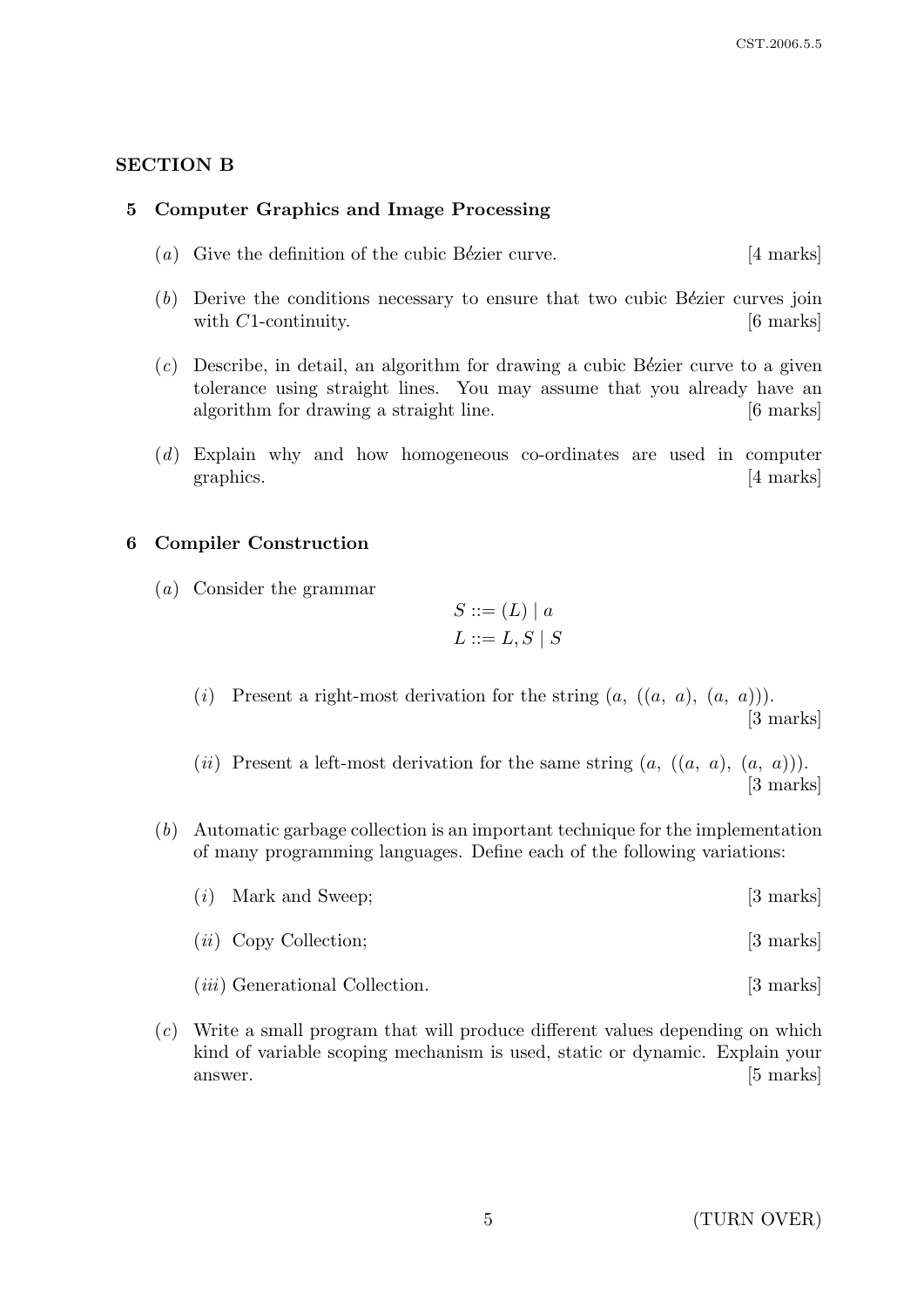## SECTION B

### 5 Computer Graphics and Image Processing

(*a*) Give the definition of the cubic Bézier curve. [4 marks]

(*b*) Derive the conditions necessary to ensure that two cubic Bézier curves join with $C1$-continuity. [6 marks]

(*c*) Describe, in detail, an algorithm for drawing a cubic Bézier curve to a given tolerance using straight lines. You may assume that you already have an algorithm for drawing a straight line. [6 marks]

(*d*) Explain why and how homogeneous co-ordinates are used in computer graphics. [4 marks]

### 6 Compiler Construction

(*a*) Consider the grammar

$$S ::= (L) \mid a$$
$$L ::= L, S \mid S$$

(*i*) Present a right-most derivation for the string $(a,\ ((a,\ a),\ (a,\ a)))$. [3 marks]

(*ii*) Present a left-most derivation for the same string $(a,\ ((a,\ a),\ (a,\ a)))$. [3 marks]

(*b*) Automatic garbage collection is an important technique for the implementation of many programming languages. Define each of the following variations:

(*i*) Mark and Sweep; [3 marks]

(*ii*) Copy Collection; [3 marks]

(*iii*) Generational Collection. [3 marks]

(*c*) Write a small program that will produce different values depending on which kind of variable scoping mechanism is used, static or dynamic. Explain your answer. [5 marks]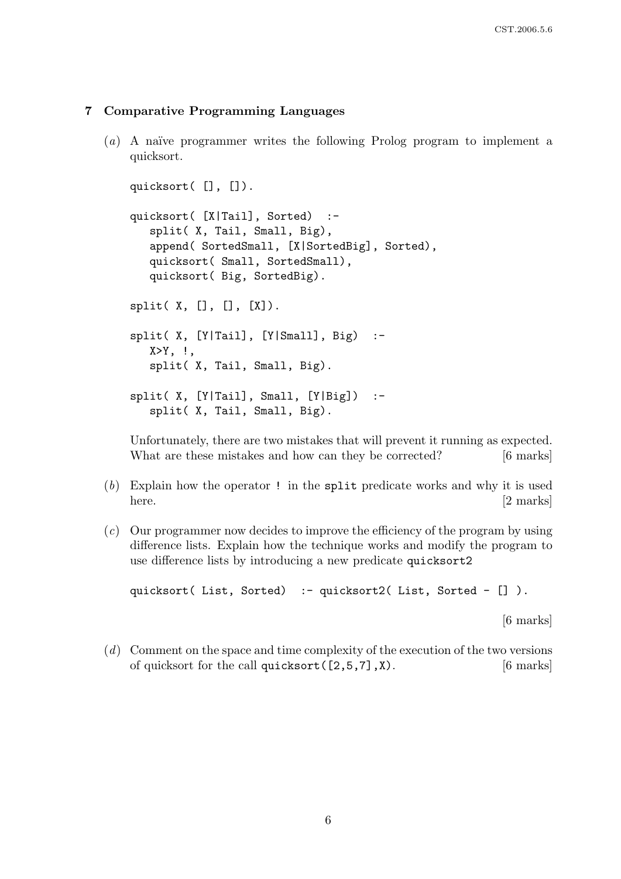## 7 Comparative Programming Languages

(*a*) A naïve programmer writes the following Prolog program to implement a quicksort.

```
quicksort( [], []).

quicksort( [X|Tail], Sorted) :-
   split( X, Tail, Small, Big),
   append( SortedSmall, [X|SortedBig], Sorted),
   quicksort( Small, SortedSmall),
   quicksort( Big, SortedBig).

split( X, [], [], [X]).

split( X, [Y|Tail], [Y|Small], Big) :-
   X>Y, !,
   split( X, Tail, Small, Big).

split( X, [Y|Tail], Small, [Y|Big]) :-
   split( X, Tail, Small, Big).
```

Unfortunately, there are two mistakes that will prevent it running as expected. What are these mistakes and how can they be corrected? [6 marks]

(*b*) Explain how the operator `!` in the `split` predicate works and why it is used here. [2 marks]

(*c*) Our programmer now decides to improve the efficiency of the program by using difference lists. Explain how the technique works and modify the program to use difference lists by introducing a new predicate `quicksort2`

```
quicksort( List, Sorted) :- quicksort2( List, Sorted - [] ).
```

[6 marks]

(*d*) Comment on the space and time complexity of the execution of the two versions of quicksort for the call `quicksort([2,5,7],X)`. [6 marks]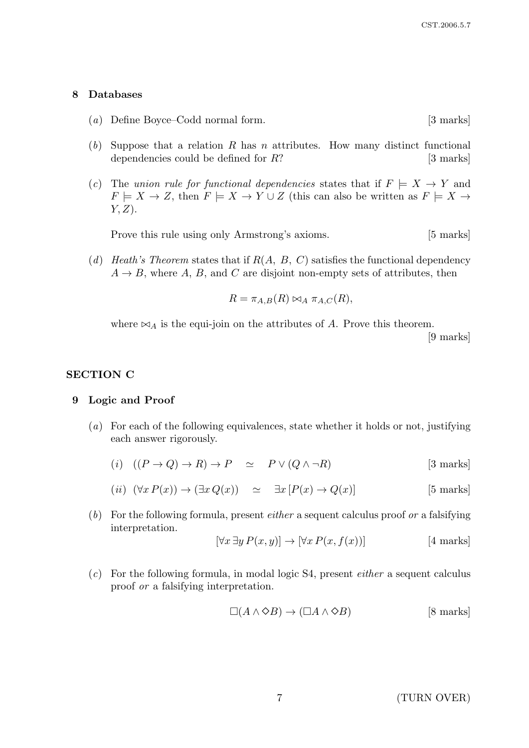## 8 Databases

(*a*) Define Boyce–Codd normal form. [3 marks]

(*b*) Suppose that a relation $R$ has $n$ attributes. How many distinct functional dependencies could be defined for $R$? [3 marks]

(*c*) The *union rule for functional dependencies* states that if $F \models X \rightarrow Y$ and $F \models X \rightarrow Z$, then $F \models X \rightarrow Y \cup Z$ (this can also be written as $F \models X \rightarrow Y, Z$).

Prove this rule using only Armstrong's axioms. [5 marks]

(*d*) *Heath's Theorem* states that if $R(A,\ B,\ C)$ satisfies the functional dependency $A \rightarrow B$, where $A$, $B$, and $C$ are disjoint non-empty sets of attributes, then

$$R = \pi_{A,B}(R) \bowtie_A \pi_{A,C}(R),$$

where $\bowtie_A$ is the equi-join on the attributes of $A$. Prove this theorem. [9 marks]

# SECTION C

## 9 Logic and Proof

(*a*) For each of the following equivalences, state whether it holds or not, justifying each answer rigorously.

(*i*) $((P \rightarrow Q) \rightarrow R) \rightarrow P \quad \simeq \quad P \vee (Q \wedge \neg R)$ [3 marks]

(*ii*) $(\forall x\, P(x)) \rightarrow (\exists x\, Q(x)) \quad \simeq \quad \exists x\, [P(x) \rightarrow Q(x)]$ [5 marks]

(*b*) For the following formula, present *either* a sequent calculus proof *or* a falsifying interpretation.

$$[\forall x\, \exists y\, P(x, y)] \rightarrow [\forall x\, P(x, f(x))]$$ [4 marks]

(*c*) For the following formula, in modal logic S4, present *either* a sequent calculus proof *or* a falsifying interpretation.

$$\Box(A \wedge \Diamond B) \rightarrow (\Box A \wedge \Diamond B)$$ [8 marks]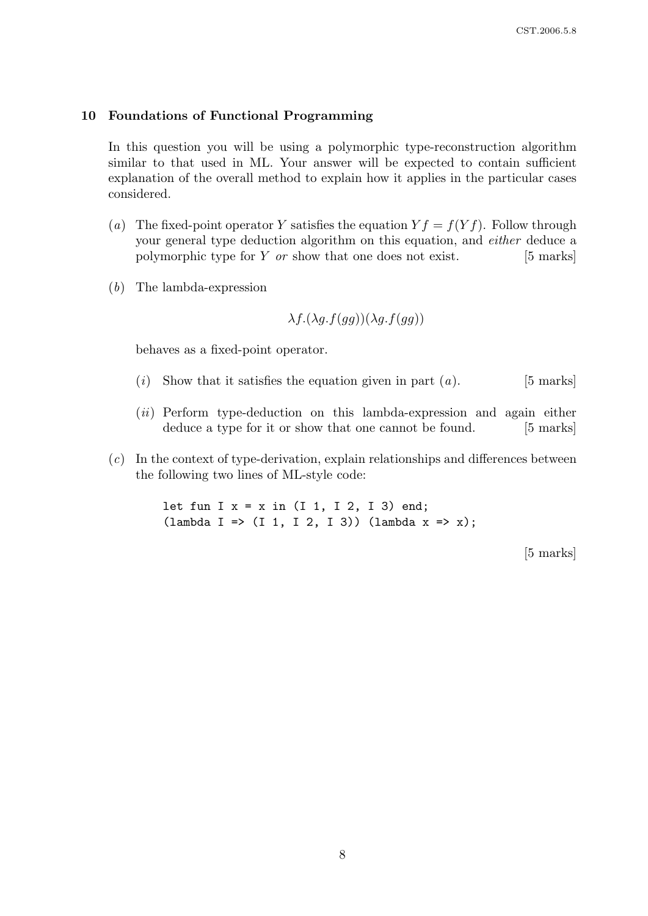## 10 Foundations of Functional Programming

In this question you will be using a polymorphic type-reconstruction algorithm similar to that used in ML. Your answer will be expected to contain sufficient explanation of the overall method to explain how it applies in the particular cases considered.

(*a*) The fixed-point operator $Y$ satisfies the equation $Y f = f(Y f)$. Follow through your general type deduction algorithm on this equation, and *either* deduce a polymorphic type for $Y$ *or* show that one does not exist. [5 marks]

(*b*) The lambda-expression

$$\lambda f.(\lambda g.f(gg))(\lambda g.f(gg))$$

behaves as a fixed-point operator.

(*i*) Show that it satisfies the equation given in part (*a*). [5 marks]

(*ii*) Perform type-deduction on this lambda-expression and again either deduce a type for it or show that one cannot be found. [5 marks]

(*c*) In the context of type-derivation, explain relationships and differences between the following two lines of ML-style code:

```
let fun I x = x in (I 1, I 2, I 3) end;
(lambda I => (I 1, I 2, I 3)) (lambda x => x);
```

[5 marks]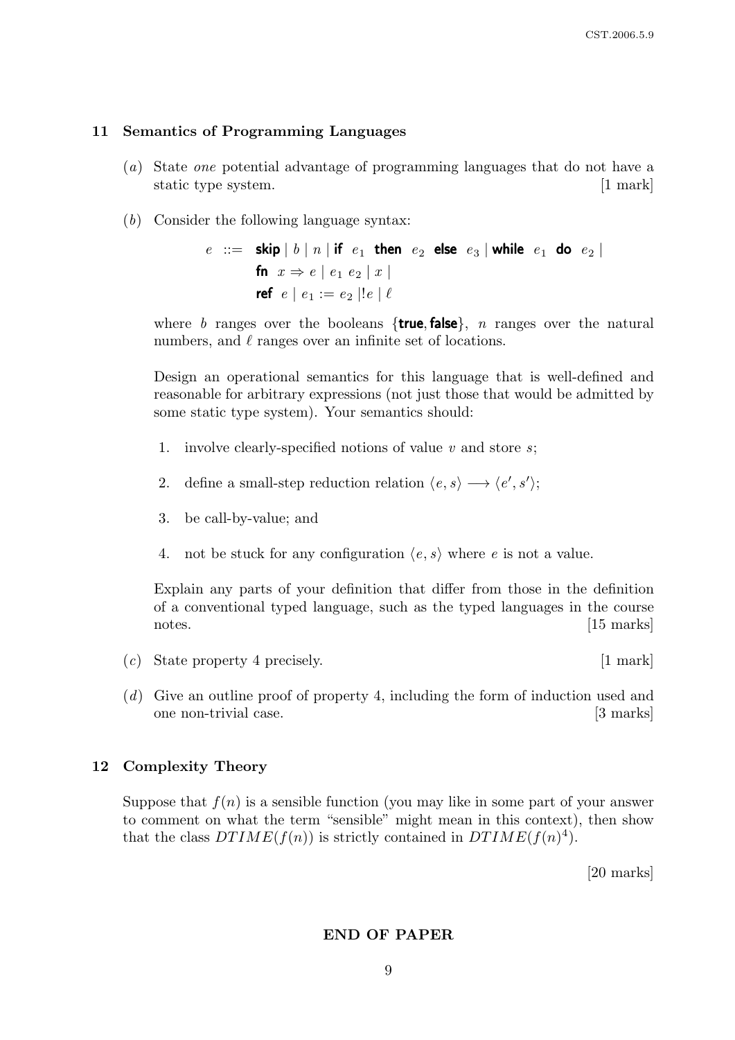## 11 Semantics of Programming Languages

(*a*) State *one* potential advantage of programming languages that do not have a static type system. [1 mark]

(*b*) Consider the following language syntax:

$$
\begin{aligned}
e \ ::= \ & \textbf{skip} \mid b \mid n \mid \textbf{if} \ e_1 \ \textbf{then} \ e_2 \ \textbf{else} \ e_3 \mid \textbf{while} \ e_1 \ \textbf{do} \ e_2 \mid \\
& \textbf{fn} \ x \Rightarrow e \mid e_1 \ e_2 \mid x \mid \\
& \textbf{ref} \ e \mid e_1 := e_2 \mid !e \mid \ell
\end{aligned}
$$

where $b$ ranges over the booleans $\{\textbf{true}, \textbf{false}\}$, $n$ ranges over the natural numbers, and $\ell$ ranges over an infinite set of locations.

Design an operational semantics for this language that is well-defined and reasonable for arbitrary expressions (not just those that would be admitted by some static type system). Your semantics should:

1. involve clearly-specified notions of value $v$ and store $s$;
2. define a small-step reduction relation $\langle e, s \rangle \longrightarrow \langle e', s' \rangle$;
3. be call-by-value; and
4. not be stuck for any configuration $\langle e, s \rangle$ where $e$ is not a value.

Explain any parts of your definition that differ from those in the definition of a conventional typed language, such as the typed languages in the course notes. [15 marks]

(*c*) State property 4 precisely. [1 mark]

(*d*) Give an outline proof of property 4, including the form of induction used and one non-trivial case. [3 marks]

## 12 Complexity Theory

Suppose that $f(n)$ is a sensible function (you may like in some part of your answer to comment on what the term "sensible" might mean in this context), then show that the class $DTIME(f(n))$ is strictly contained in $DTIME(f(n)^4)$.

[20 marks]

**END OF PAPER**